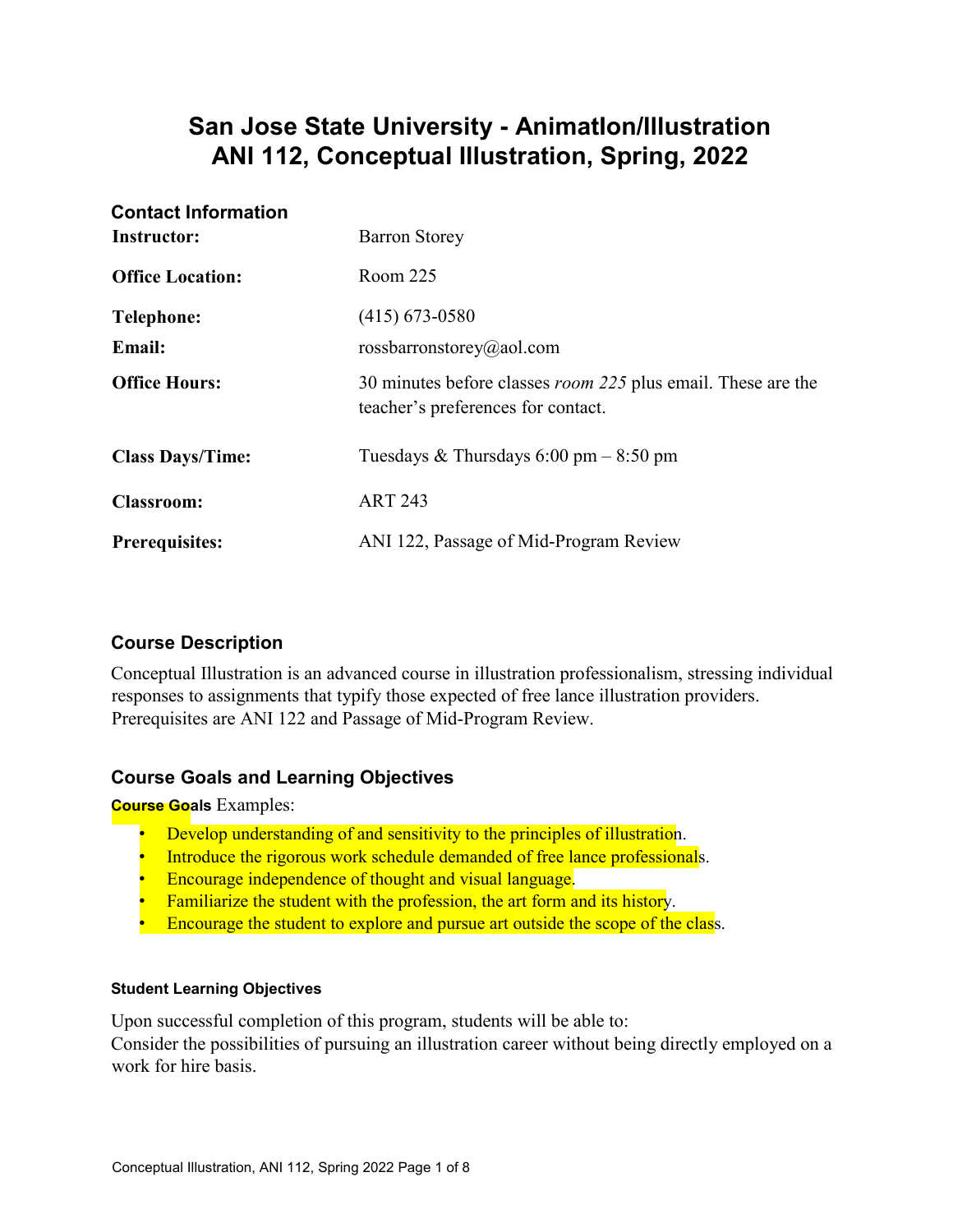# San Jose State University - AnimatIon/Illustration
# ANI 112, Conceptual Illustration, Spring, 2022

## Contact Information

| | |
|---|---|
| **Instructor:** | Barron Storey |
| **Office Location:** | Room 225 |
| **Telephone:** | (415) 673-0580 |
| **Email:** | rossbarronstorey@aol.com |
| **Office Hours:** | 30 minutes before classes *room 225* plus email. These are the teacher's preferences for contact. |
| **Class Days/Time:** | Tuesdays & Thursdays 6:00 pm – 8:50 pm |
| **Classroom:** | ART 243 |
| **Prerequisites:** | ANI 122, Passage of Mid-Program Review |

## Course Description

Conceptual Illustration is an advanced course in illustration professionalism, stressing individual responses to assignments that typify those expected of free lance illustration providers. Prerequisites are ANI 122 and Passage of Mid-Program Review.

## Course Goals and Learning Objectives

**Course Goals** Examples:

- Develop understanding of and sensitivity to the principles of illustration.
- Introduce the rigorous work schedule demanded of free lance professionals.
- Encourage independence of thought and visual language.
- Familiarize the student with the profession, the art form and its history.
- Encourage the student to explore and pursue art outside the scope of the class.

#### Student Learning Objectives

Upon successful completion of this program, students will be able to:
Consider the possibilities of pursuing an illustration career without being directly employed on a work for hire basis.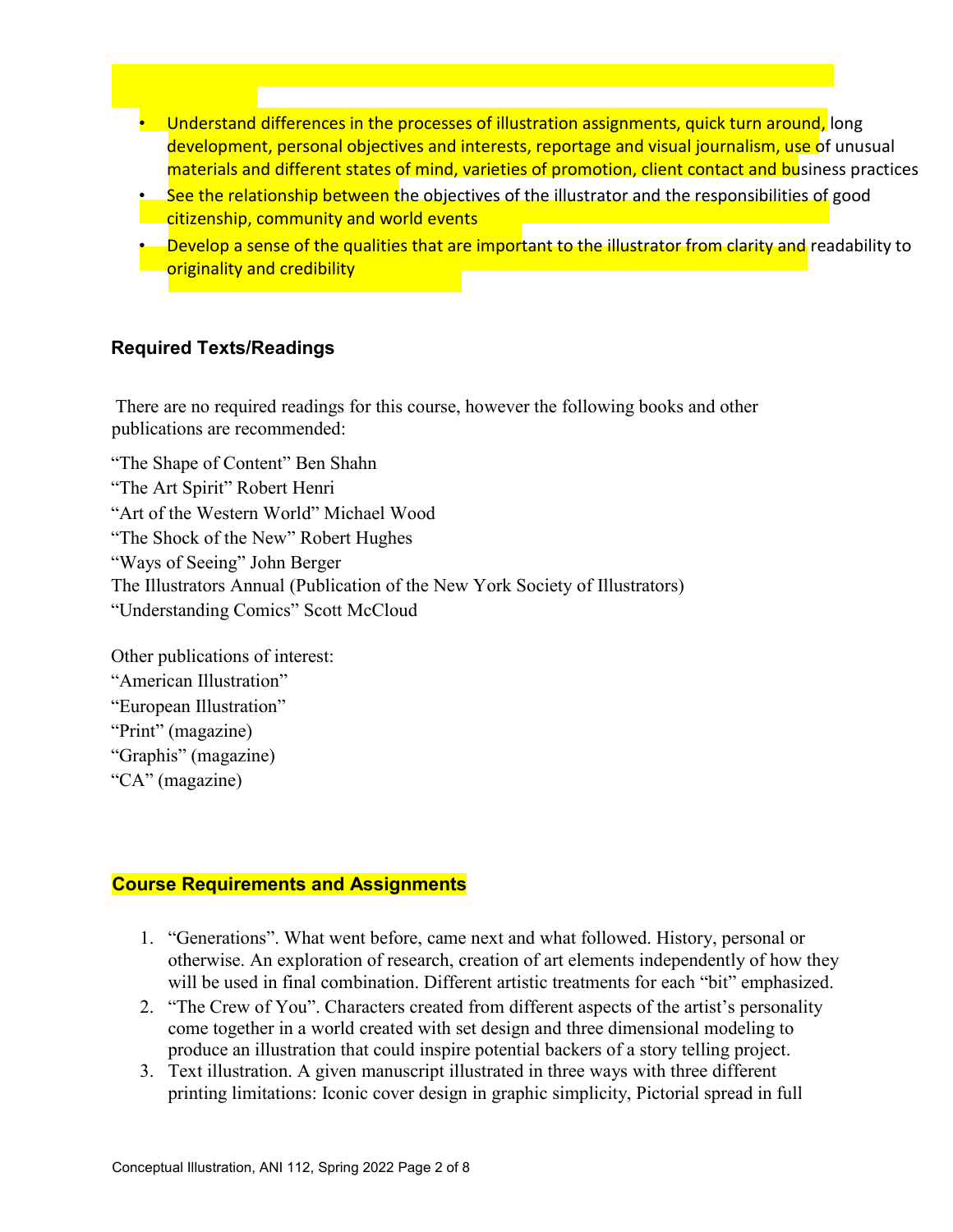- Understand differences in the processes of illustration assignments, quick turn around, long development, personal objectives and interests, reportage and visual journalism, use of unusual materials and different states of mind, varieties of promotion, client contact and business practices
- See the relationship between the objectives of the illustrator and the responsibilities of good citizenship, community and world events
- Develop a sense of the qualities that are important to the illustrator from clarity and readability to originality and credibility

### Required Texts/Readings

There are no required readings for this course, however the following books and other publications are recommended:

"The Shape of Content" Ben Shahn
"The Art Spirit" Robert Henri
"Art of the Western World" Michael Wood
"The Shock of the New" Robert Hughes
"Ways of Seeing" John Berger
The Illustrators Annual (Publication of the New York Society of Illustrators)
"Understanding Comics" Scott McCloud

Other publications of interest:
"American Illustration"
"European Illustration"
"Print" (magazine)
"Graphis" (magazine)
"CA" (magazine)

### Course Requirements and Assignments

1. "Generations". What went before, came next and what followed. History, personal or otherwise. An exploration of research, creation of art elements independently of how they will be used in final combination. Different artistic treatments for each "bit" emphasized.
2. "The Crew of You". Characters created from different aspects of the artist's personality come together in a world created with set design and three dimensional modeling to produce an illustration that could inspire potential backers of a story telling project.
3. Text illustration. A given manuscript illustrated in three ways with three different printing limitations: Iconic cover design in graphic simplicity, Pictorial spread in full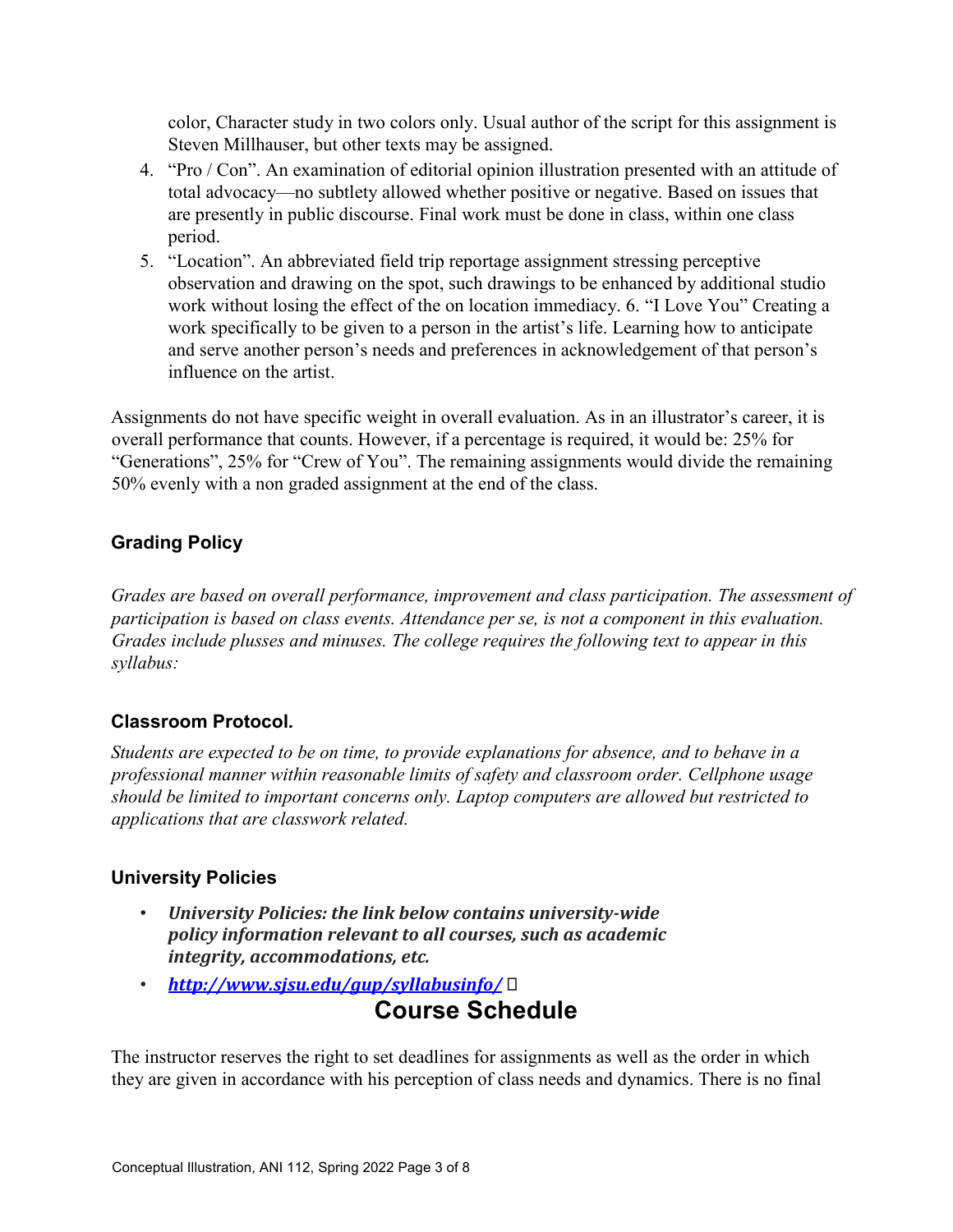color, Character study in two colors only. Usual author of the script for this assignment is Steven Millhauser, but other texts may be assigned.

4. "Pro / Con". An examination of editorial opinion illustration presented with an attitude of total advocacy—no subtlety allowed whether positive or negative. Based on issues that are presently in public discourse. Final work must be done in class, within one class period.
5. "Location". An abbreviated field trip reportage assignment stressing perceptive observation and drawing on the spot, such drawings to be enhanced by additional studio work without losing the effect of the on location immediacy. 6. "I Love You" Creating a work specifically to be given to a person in the artist's life. Learning how to anticipate and serve another person's needs and preferences in acknowledgement of that person's influence on the artist.

Assignments do not have specific weight in overall evaluation. As in an illustrator's career, it is overall performance that counts. However, if a percentage is required, it would be: 25% for "Generations", 25% for "Crew of You". The remaining assignments would divide the remaining 50% evenly with a non graded assignment at the end of the class.

### Grading Policy

*Grades are based on overall performance, improvement and class participation. The assessment of participation is based on class events. Attendance per se, is not a component in this evaluation. Grades include plusses and minuses. The college requires the following text to appear in this syllabus:*

### Classroom Protocol.

*Students are expected to be on time, to provide explanations for absence, and to behave in a professional manner within reasonable limits of safety and classroom order. Cellphone usage should be limited to important concerns only. Laptop computers are allowed but restricted to applications that are classwork related.*

### University Policies

- ***University Policies: the link below contains university-wide policy information relevant to all courses, such as academic integrity, accommodations, etc.***
- ***http://www.sjsu.edu/gup/syllabusinfo/***

## Course Schedule

The instructor reserves the right to set deadlines for assignments as well as the order in which they are given in accordance with his perception of class needs and dynamics. There is no final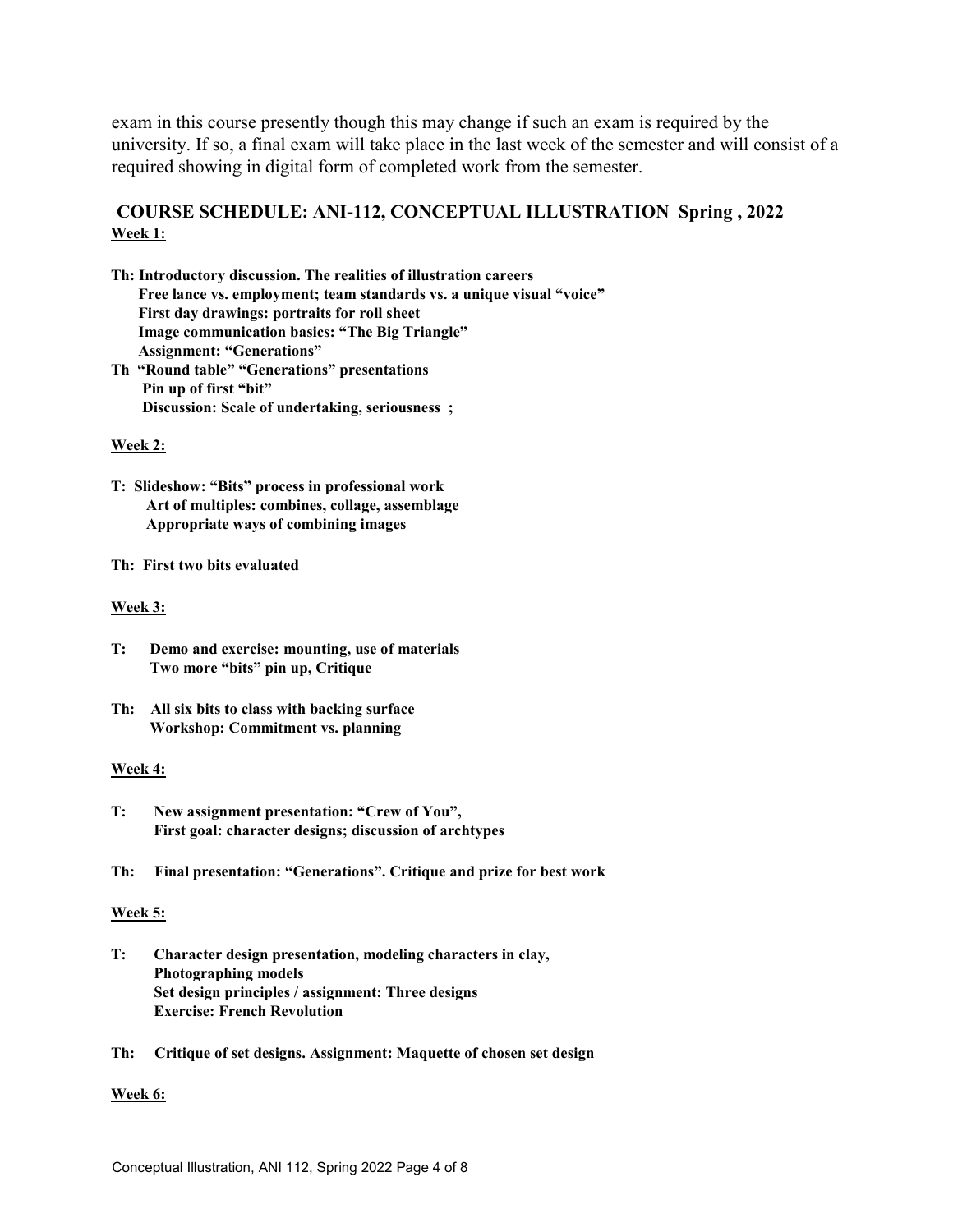exam in this course presently though this may change if such an exam is required by the university. If so, a final exam will take place in the last week of the semester and will consist of a required showing in digital form of completed work from the semester.

## COURSE SCHEDULE: ANI-112, CONCEPTUAL ILLUSTRATION Spring , 2022

**Week 1:**

**Th: Introductory discussion. The realities of illustration careers**
**Free lance vs. employment; team standards vs. a unique visual "voice"**
**First day drawings: portraits for roll sheet**
**Image communication basics: "The Big Triangle"**
**Assignment: "Generations"**

**Th "Round table" "Generations" presentations**
**Pin up of first "bit"**
**Discussion: Scale of undertaking, seriousness ;**

**Week 2:**

**T: Slideshow: "Bits" process in professional work**
**Art of multiples: combines, collage, assemblage**
**Appropriate ways of combining images**

**Th: First two bits evaluated**

**Week 3:**

**T: Demo and exercise: mounting, use of materials**
**Two more "bits" pin up, Critique**

**Th: All six bits to class with backing surface**
**Workshop: Commitment vs. planning**

**Week 4:**

**T: New assignment presentation: "Crew of You",**
**First goal: character designs; discussion of archtypes**

**Th: Final presentation: "Generations". Critique and prize for best work**

**Week 5:**

**T: Character design presentation, modeling characters in clay,**
**Photographing models**
**Set design principles / assignment: Three designs**
**Exercise: French Revolution**

**Th: Critique of set designs. Assignment: Maquette of chosen set design**

**Week 6:**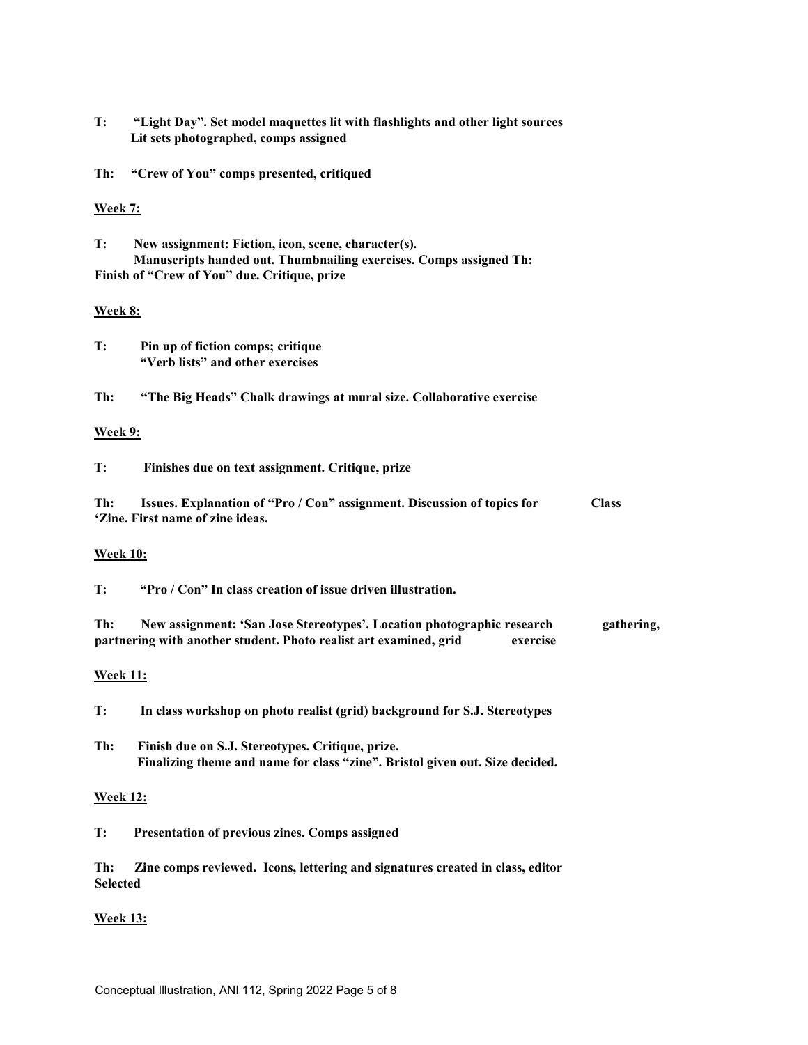**T: "Light Day". Set model maquettes lit with flashlights and other light sources Lit sets photographed, comps assigned**

**Th: "Crew of You" comps presented, critiqued**

**Week 7:**

**T: New assignment: Fiction, icon, scene, character(s). Manuscripts handed out. Thumbnailing exercises. Comps assigned Th: Finish of "Crew of You" due. Critique, prize**

**Week 8:**

**T: Pin up of fiction comps; critique "Verb lists" and other exercises**

**Th: "The Big Heads" Chalk drawings at mural size. Collaborative exercise**

**Week 9:**

**T: Finishes due on text assignment. Critique, prize**

**Th: Issues. Explanation of "Pro / Con" assignment. Discussion of topics for Class 'Zine. First name of zine ideas.**

**Week 10:**

**T: "Pro / Con" In class creation of issue driven illustration.**

**Th: New assignment: 'San Jose Stereotypes'. Location photographic research gathering, partnering with another student. Photo realist art examined, grid exercise**

**Week 11:**

**T: In class workshop on photo realist (grid) background for S.J. Stereotypes**

**Th: Finish due on S.J. Stereotypes. Critique, prize. Finalizing theme and name for class "zine". Bristol given out. Size decided.**

**Week 12:**

**T: Presentation of previous zines. Comps assigned**

**Th: Zine comps reviewed. Icons, lettering and signatures created in class, editor Selected**

**Week 13:**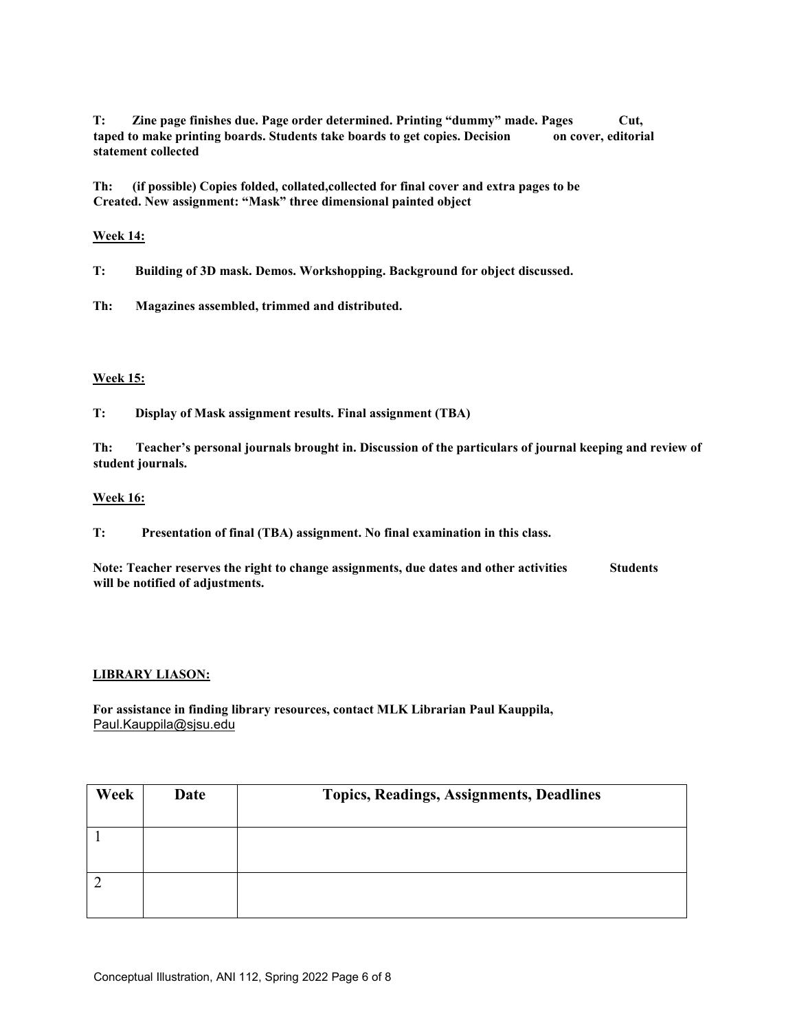**T: Zine page finishes due. Page order determined. Printing "dummy" made. Pages Cut, taped to make printing boards. Students take boards to get copies. Decision on cover, editorial statement collected**

**Th: (if possible) Copies folded, collated,collected for final cover and extra pages to be Created. New assignment: "Mask" three dimensional painted object**

**Week 14:**

**T: Building of 3D mask. Demos. Workshopping. Background for object discussed.**

**Th: Magazines assembled, trimmed and distributed.**

**Week 15:**

**T: Display of Mask assignment results. Final assignment (TBA)**

**Th: Teacher's personal journals brought in. Discussion of the particulars of journal keeping and review of student journals.**

**Week 16:**

**T: Presentation of final (TBA) assignment. No final examination in this class.**

**Note: Teacher reserves the right to change assignments, due dates and other activities Students will be notified of adjustments.**

**LIBRARY LIASON:**

**For assistance in finding library resources, contact MLK Librarian Paul Kauppila,** Paul.Kauppila@sjsu.edu

| Week | Date | Topics, Readings, Assignments, Deadlines |
|---|---|---|
| 1 | | |
| 2 | | |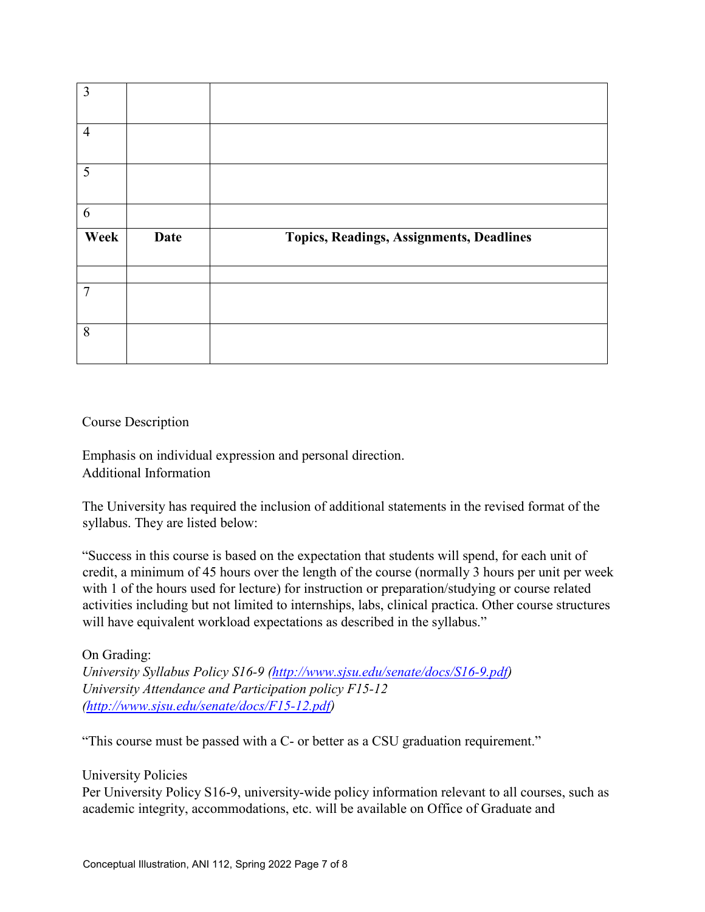| 3 | | |
|---|---|---|
| 4 | | |
| 5 | | |
| 6 | | |
| **Week** | **Date** | **Topics, Readings, Assignments, Deadlines** |
| | | |
| 7 | | |
| 8 | | |

Course Description

Emphasis on individual expression and personal direction.
Additional Information

The University has required the inclusion of additional statements in the revised format of the syllabus. They are listed below:

"Success in this course is based on the expectation that students will spend, for each unit of credit, a minimum of 45 hours over the length of the course (normally 3 hours per unit per week with 1 of the hours used for lecture) for instruction or preparation/studying or course related activities including but not limited to internships, labs, clinical practica. Other course structures will have equivalent workload expectations as described in the syllabus."

On Grading:
*University Syllabus Policy S16-9 ([http://www.sjsu.edu/senate/docs/S16-9.pdf](http://www.sjsu.edu/senate/docs/S16-9.pdf))*
*University Attendance and Participation policy F15-12 ([http://www.sjsu.edu/senate/docs/F15-12.pdf](http://www.sjsu.edu/senate/docs/F15-12.pdf))*

"This course must be passed with a C- or better as a CSU graduation requirement."

University Policies
Per University Policy S16-9, university-wide policy information relevant to all courses, such as academic integrity, accommodations, etc. will be available on Office of Graduate and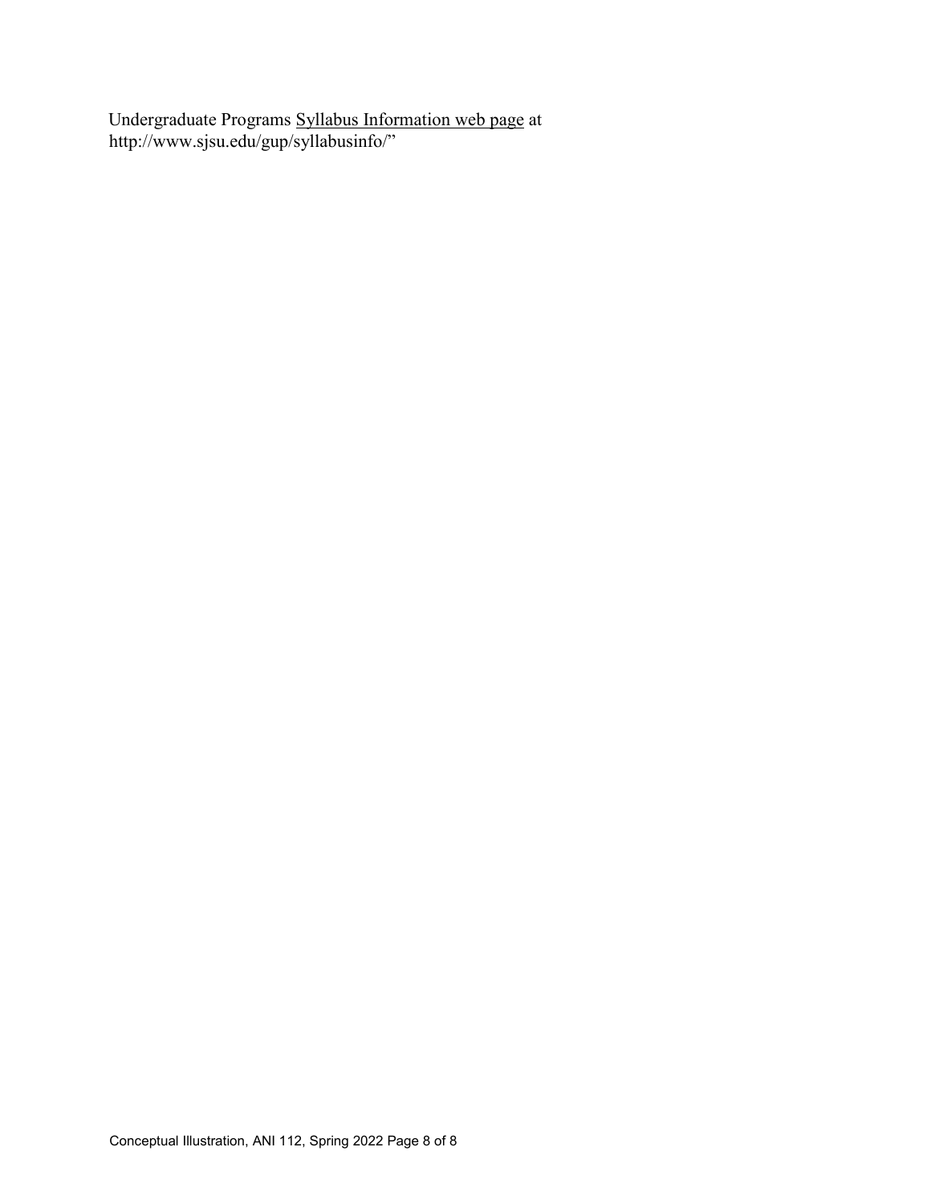Undergraduate Programs Syllabus Information web page at http://www.sjsu.edu/gup/syllabusinfo/"